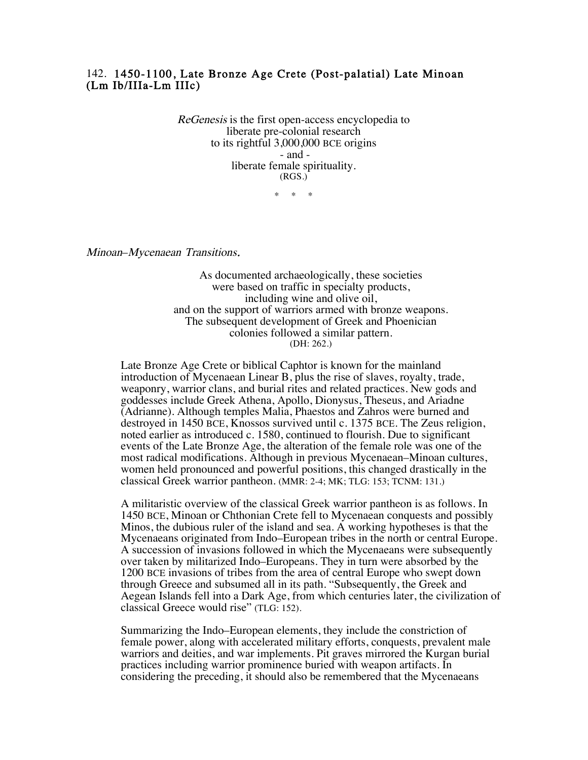## 142. 1450-1100, Late Bronze Age Crete (Post-palatial) Late Minoan (Lm Ib/IIIa-Lm IIIc)

*ReGenesis* is the first open-access encyclopedia to
liberate pre-colonial research
to its rightful 3,000,000 BCE origins
- and -
liberate female spirituality.
(RGS.)

\* \* \*

*Minoan–Mycenaean Transitions.*

As documented archaeologically, these societies
were based on traffic in specialty products,
including wine and olive oil,
and on the support of warriors armed with bronze weapons.
The subsequent development of Greek and Phoenician
colonies followed a similar pattern.
(DH: 262.)

Late Bronze Age Crete or biblical Caphtor is known for the mainland introduction of Mycenaean Linear B, plus the rise of slaves, royalty, trade, weaponry, warrior clans, and burial rites and related practices. New gods and goddesses include Greek Athena, Apollo, Dionysus, Theseus, and Ariadne (Adrianne). Although temples Malia, Phaestos and Zahros were burned and destroyed in 1450 BCE, Knossos survived until c. 1375 BCE. The Zeus religion, noted earlier as introduced c. 1580, continued to flourish. Due to significant events of the Late Bronze Age, the alteration of the female role was one of the most radical modifications. Although in previous Mycenaean–Minoan cultures, women held pronounced and powerful positions, this changed drastically in the classical Greek warrior pantheon. (MMR: 2-4; MK; TLG: 153; TCNM: 131.)

A militaristic overview of the classical Greek warrior pantheon is as follows. In 1450 BCE, Minoan or Chthonian Crete fell to Mycenaean conquests and possibly Minos, the dubious ruler of the island and sea. A working hypotheses is that the Mycenaeans originated from Indo–European tribes in the north or central Europe. A succession of invasions followed in which the Mycenaeans were subsequently over taken by militarized Indo–Europeans. They in turn were absorbed by the 1200 BCE invasions of tribes from the area of central Europe who swept down through Greece and subsumed all in its path. "Subsequently, the Greek and Aegean Islands fell into a Dark Age, from which centuries later, the civilization of classical Greece would rise" (TLG: 152).

Summarizing the Indo–European elements, they include the constriction of female power, along with accelerated military efforts, conquests, prevalent male warriors and deities, and war implements. Pit graves mirrored the Kurgan burial practices including warrior prominence buried with weapon artifacts. In considering the preceding, it should also be remembered that the Mycenaeans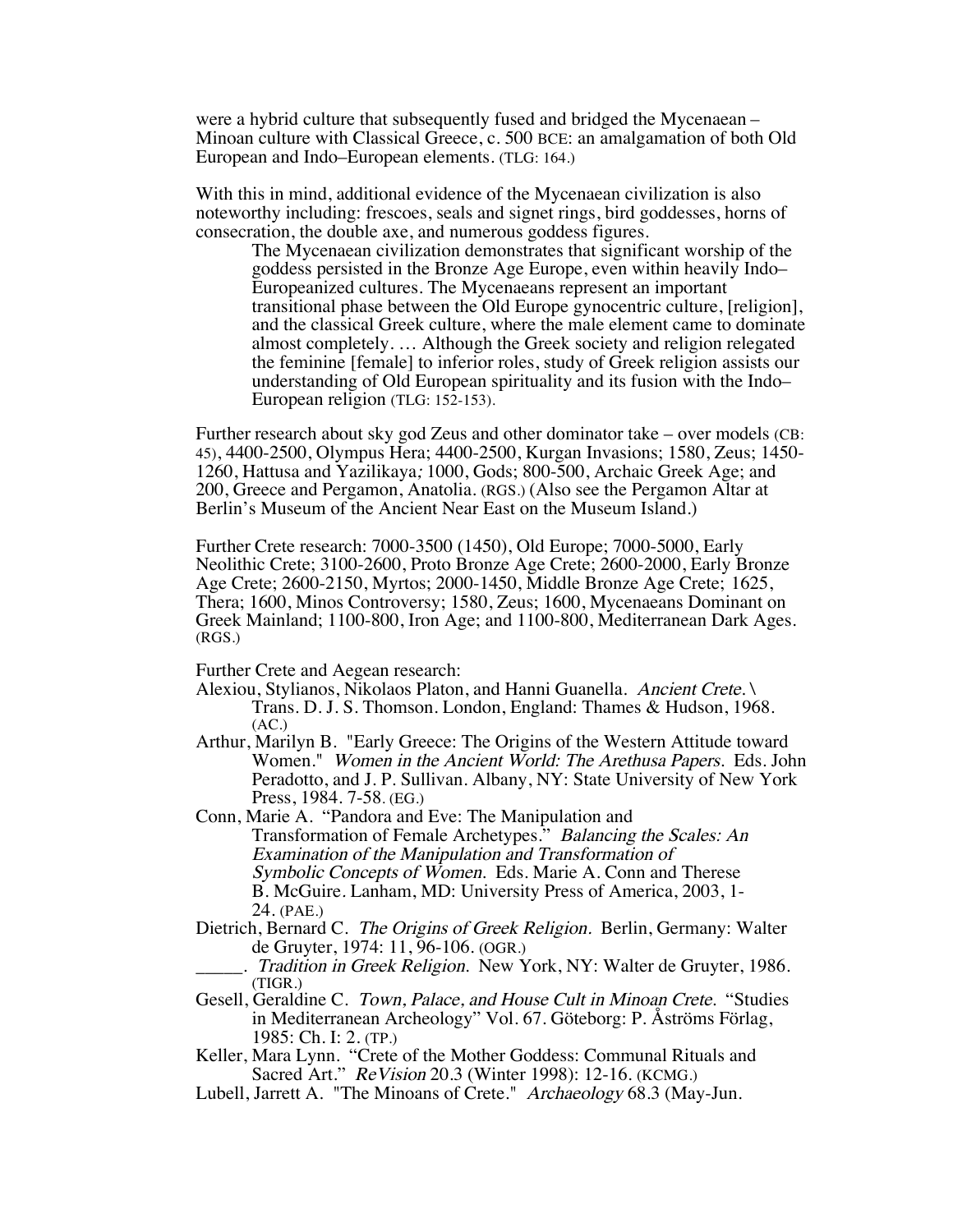were a hybrid culture that subsequently fused and bridged the Mycenaean – Minoan culture with Classical Greece, c. 500 BCE: an amalgamation of both Old European and Indo–European elements. (TLG: 164.)

With this in mind, additional evidence of the Mycenaean civilization is also noteworthy including: frescoes, seals and signet rings, bird goddesses, horns of consecration, the double axe, and numerous goddess figures.

> The Mycenaean civilization demonstrates that significant worship of the goddess persisted in the Bronze Age Europe, even within heavily Indo–Europeanized cultures. The Mycenaeans represent an important transitional phase between the Old Europe gynocentric culture, [religion], and the classical Greek culture, where the male element came to dominate almost completely. … Although the Greek society and religion relegated the feminine [female] to inferior roles, study of Greek religion assists our understanding of Old European spirituality and its fusion with the Indo–European religion (TLG: 152-153).

Further research about sky god Zeus and other dominator take – over models (CB: 45), 4400-2500, Olympus Hera; 4400-2500, Kurgan Invasions; 1580, Zeus; 1450-1260, Hattusa and Yazilikaya; 1000, Gods; 800-500, Archaic Greek Age; and 200, Greece and Pergamon, Anatolia. (RGS.) (Also see the Pergamon Altar at Berlin's Museum of the Ancient Near East on the Museum Island.)

Further Crete research: 7000-3500 (1450), Old Europe; 7000-5000, Early Neolithic Crete; 3100-2600, Proto Bronze Age Crete; 2600-2000, Early Bronze Age Crete; 2600-2150, Myrtos; 2000-1450, Middle Bronze Age Crete; 1625, Thera; 1600, Minos Controversy; 1580, Zeus; 1600, Mycenaeans Dominant on Greek Mainland; 1100-800, Iron Age; and 1100-800, Mediterranean Dark Ages. (RGS.)

Further Crete and Aegean research:

Alexiou, Stylianos, Nikolaos Platon, and Hanni Guanella. *Ancient Crete.*\ Trans. D. J. S. Thomson. London, England: Thames & Hudson, 1968. (AC.)

Arthur, Marilyn B. "Early Greece: The Origins of the Western Attitude toward Women." *Women in the Ancient World: The Arethusa Papers.* Eds. John Peradotto, and J. P. Sullivan. Albany, NY: State University of New York Press, 1984. 7-58. (EG.)

Conn, Marie A. "Pandora and Eve: The Manipulation and Transformation of Female Archetypes." *Balancing the Scales: An Examination of the Manipulation and Transformation of Symbolic Concepts of Women.* Eds. Marie A. Conn and Therese B. McGuire. Lanham, MD: University Press of America, 2003, 1-24. (PAE.)

Dietrich, Bernard C. *The Origins of Greek Religion.* Berlin, Germany: Walter de Gruyter, 1974: 11, 96-106. (OGR.)

_____. *Tradition in Greek Religion.* New York, NY: Walter de Gruyter, 1986. (TIGR.)

Gesell, Geraldine C. *Town, Palace, and House Cult in Minoan Crete.* "Studies in Mediterranean Archeology" Vol. 67. Göteborg: P. Åströms Förlag, 1985: Ch. I: 2. (TP.)

Keller, Mara Lynn. "Crete of the Mother Goddess: Communal Rituals and Sacred Art." *ReVision* 20.3 (Winter 1998): 12-16. (KCMG.)

Lubell, Jarrett A. "The Minoans of Crete." *Archaeology* 68.3 (May-Jun.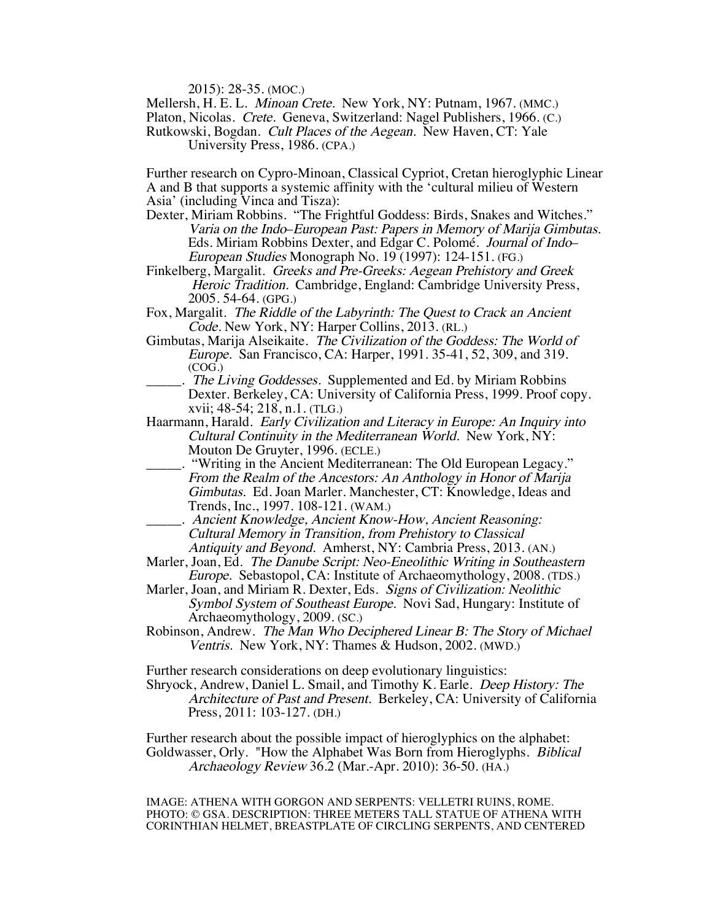2015): 28-35. (MOC.)

Mellersh, H. E. L. *Minoan Crete.* New York, NY: Putnam, 1967. (MMC.)

Platon, Nicolas. *Crete.* Geneva, Switzerland: Nagel Publishers, 1966. (C.)

Rutkowski, Bogdan. *Cult Places of the Aegean.* New Haven, CT: Yale University Press, 1986. (CPA.)

Further research on Cypro-Minoan, Classical Cypriot, Cretan hieroglyphic Linear A and B that supports a systemic affinity with the 'cultural milieu of Western Asia' (including Vinca and Tisza):

Dexter, Miriam Robbins. "The Frightful Goddess: Birds, Snakes and Witches." *Varia on the Indo–European Past: Papers in Memory of Marija Gimbutas.* Eds. Miriam Robbins Dexter, and Edgar C. Polomé. *Journal of Indo–European Studies* Monograph No. 19 (1997): 124-151. (FG.)

Finkelberg, Margalit. *Greeks and Pre-Greeks: Aegean Prehistory and Greek Heroic Tradition.* Cambridge, England: Cambridge University Press, 2005. 54-64. (GPG.)

Fox, Margalit. *The Riddle of the Labyrinth: The Quest to Crack an Ancient Code.* New York, NY: Harper Collins, 2013. (RL.)

Gimbutas, Marija Alseikaite. *The Civilization of the Goddess: The World of Europe.* San Francisco, CA: Harper, 1991. 35-41, 52, 309, and 319. (COG.)

\_\_\_\_\_. *The Living Goddesses.* Supplemented and Ed. by Miriam Robbins Dexter. Berkeley, CA: University of California Press, 1999. Proof copy. xvii; 48-54; 218, n.1. (TLG.)

Haarmann, Harald. *Early Civilization and Literacy in Europe: An Inquiry into Cultural Continuity in the Mediterranean World.* New York, NY: Mouton De Gruyter, 1996. (ECLE.)

\_\_\_\_\_. "Writing in the Ancient Mediterranean: The Old European Legacy." *From the Realm of the Ancestors: An Anthology in Honor of Marija Gimbutas.* Ed. Joan Marler. Manchester, CT: Knowledge, Ideas and Trends, Inc., 1997. 108-121. (WAM.)

\_\_\_\_\_. *Ancient Knowledge, Ancient Know-How, Ancient Reasoning: Cultural Memory in Transition, from Prehistory to Classical Antiquity and Beyond.* Amherst, NY: Cambria Press, 2013. (AN.)

Marler, Joan, Ed. *The Danube Script: Neo-Eneolithic Writing in Southeastern Europe.* Sebastopol, CA: Institute of Archaeomythology, 2008. (TDS.)

Marler, Joan, and Miriam R. Dexter, Eds. *Signs of Civilization: Neolithic Symbol System of Southeast Europe.* Novi Sad, Hungary: Institute of Archaeomythology, 2009. (SC.)

Robinson, Andrew. *The Man Who Deciphered Linear B: The Story of Michael Ventris.* New York, NY: Thames & Hudson, 2002. (MWD.)

Further research considerations on deep evolutionary linguistics:

Shryock, Andrew, Daniel L. Smail, and Timothy K. Earle. *Deep History: The Architecture of Past and Present.* Berkeley, CA: University of California Press, 2011: 103-127. (DH.)

Further research about the possible impact of hieroglyphics on the alphabet:

Goldwasser, Orly. "How the Alphabet Was Born from Hieroglyphs. *Biblical Archaeology Review* 36.2 (Mar.-Apr. 2010): 36-50. (HA.)

IMAGE: ATHENA WITH GORGON AND SERPENTS: VELLETRI RUINS, ROME. PHOTO: © GSA. DESCRIPTION: THREE METERS TALL STATUE OF ATHENA WITH CORINTHIAN HELMET, BREASTPLATE OF CIRCLING SERPENTS, AND CENTERED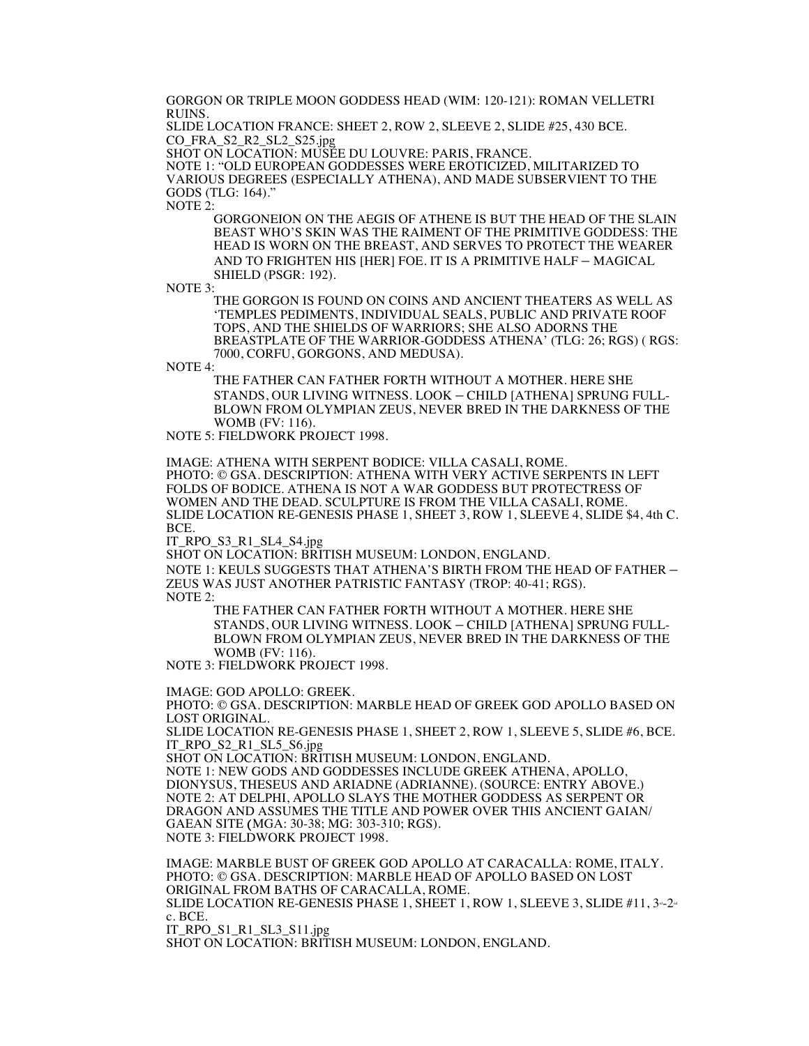GORGON OR TRIPLE MOON GODDESS HEAD (WIM: 120-121): ROMAN VELLETRI RUINS.
SLIDE LOCATION FRANCE: SHEET 2, ROW 2, SLEEVE 2, SLIDE #25, 430 BCE.
CO_FRA_S2_R2_SL2_S25.jpg
SHOT ON LOCATION: MUSÉE DU LOUVRE: PARIS, FRANCE.
NOTE 1: "OLD EUROPEAN GODDESSES WERE EROTICIZED, MILITARIZED TO VARIOUS DEGREES (ESPECIALLY ATHENA), AND MADE SUBSERVIENT TO THE GODS (TLG: 164)."
NOTE 2:

> GORGONEION ON THE AEGIS OF ATHENE IS BUT THE HEAD OF THE SLAIN BEAST WHO'S SKIN WAS THE RAIMENT OF THE PRIMITIVE GODDESS: THE HEAD IS WORN ON THE BREAST, AND SERVES TO PROTECT THE WEARER AND TO FRIGHTEN HIS [HER] FOE. IT IS A PRIMITIVE HALF – MAGICAL SHIELD (PSGR: 192).

NOTE 3:

> THE GORGON IS FOUND ON COINS AND ANCIENT THEATERS AS WELL AS 'TEMPLES PEDIMENTS, INDIVIDUAL SEALS, PUBLIC AND PRIVATE ROOF TOPS, AND THE SHIELDS OF WARRIORS; SHE ALSO ADORNS THE BREASTPLATE OF THE WARRIOR-GODDESS ATHENA' (TLG: 26; RGS) ( RGS: 7000, CORFU, GORGONS, AND MEDUSA).

NOTE 4:

> THE FATHER CAN FATHER FORTH WITHOUT A MOTHER. HERE SHE STANDS, OUR LIVING WITNESS. LOOK – CHILD [ATHENA] SPRUNG FULL-BLOWN FROM OLYMPIAN ZEUS, NEVER BRED IN THE DARKNESS OF THE WOMB (FV: 116).

NOTE 5: FIELDWORK PROJECT 1998.

IMAGE: ATHENA WITH SERPENT BODICE: VILLA CASALI, ROME.
PHOTO: © GSA. DESCRIPTION: ATHENA WITH VERY ACTIVE SERPENTS IN LEFT FOLDS OF BODICE. ATHENA IS NOT A WAR GODDESS BUT PROTECTRESS OF WOMEN AND THE DEAD. SCULPTURE IS FROM THE VILLA CASALI, ROME.
SLIDE LOCATION RE-GENESIS PHASE 1, SHEET 3, ROW 1, SLEEVE 4, SLIDE $4, 4th C. BCE.
IT_RPO_S3_R1_SL4_S4.jpg
SHOT ON LOCATION: BRITISH MUSEUM: LONDON, ENGLAND.
NOTE 1: KEULS SUGGESTS THAT ATHENA'S BIRTH FROM THE HEAD OF FATHER – ZEUS WAS JUST ANOTHER PATRISTIC FANTASY (TROP: 40-41; RGS).
NOTE 2:

> THE FATHER CAN FATHER FORTH WITHOUT A MOTHER. HERE SHE STANDS, OUR LIVING WITNESS. LOOK – CHILD [ATHENA] SPRUNG FULL-BLOWN FROM OLYMPIAN ZEUS, NEVER BRED IN THE DARKNESS OF THE WOMB (FV: 116).

NOTE 3: FIELDWORK PROJECT 1998.

IMAGE: GOD APOLLO: GREEK.
PHOTO: © GSA. DESCRIPTION: MARBLE HEAD OF GREEK GOD APOLLO BASED ON LOST ORIGINAL.
SLIDE LOCATION RE-GENESIS PHASE 1, SHEET 2, ROW 1, SLEEVE 5, SLIDE #6, BCE.
IT_RPO_S2_R1_SL5_S6.jpg
SHOT ON LOCATION: BRITISH MUSEUM: LONDON, ENGLAND.
NOTE 1: NEW GODS AND GODDESSES INCLUDE GREEK ATHENA, APOLLO, DIONYSUS, THESEUS AND ARIADNE (ADRIANNE). (SOURCE: ENTRY ABOVE.)
NOTE 2: AT DELPHI, APOLLO SLAYS THE MOTHER GODDESS AS SERPENT OR DRAGON AND ASSUMES THE TITLE AND POWER OVER THIS ANCIENT GAIAN/ GAEAN SITE (MGA: 30-38; MG: 303-310; RGS).
NOTE 3: FIELDWORK PROJECT 1998.

IMAGE: MARBLE BUST OF GREEK GOD APOLLO AT CARACALLA: ROME, ITALY.
PHOTO: © GSA. DESCRIPTION: MARBLE HEAD OF APOLLO BASED ON LOST ORIGINAL FROM BATHS OF CARACALLA, ROME.
SLIDE LOCATION RE-GENESIS PHASE 1, SHEET 1, ROW 1, SLEEVE 3, SLIDE #11, 3rd-2nd c. BCE.
IT_RPO_S1_R1_SL3_S11.jpg
SHOT ON LOCATION: BRITISH MUSEUM: LONDON, ENGLAND.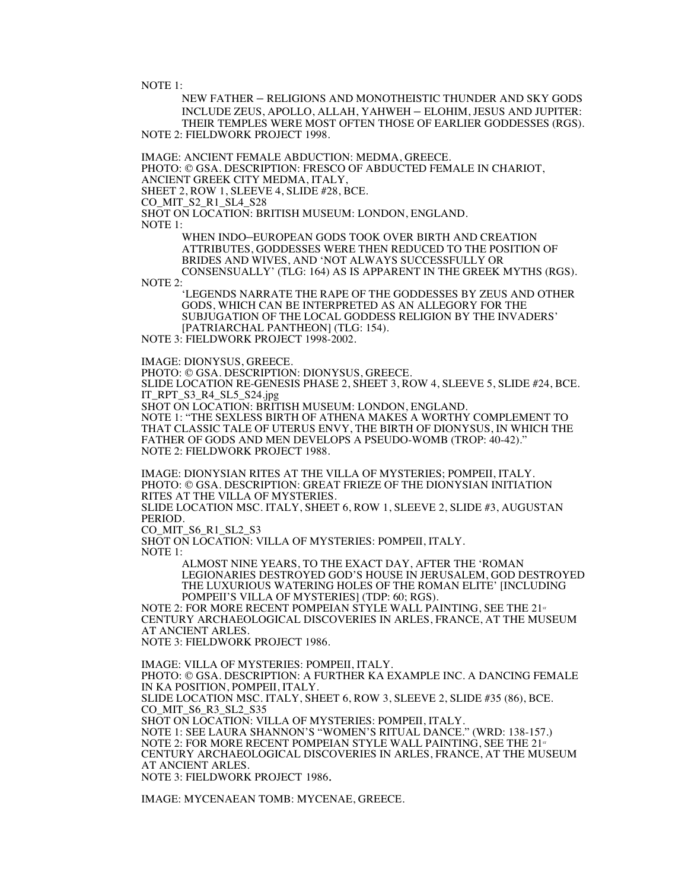NOTE 1:

NEW FATHER – RELIGIONS AND MONOTHEISTIC THUNDER AND SKY GODS INCLUDE ZEUS, APOLLO, ALLAH, YAHWEH – ELOHIM, JESUS AND JUPITER: THEIR TEMPLES WERE MOST OFTEN THOSE OF EARLIER GODDESSES (RGS).

NOTE 2: FIELDWORK PROJECT 1998.

IMAGE: ANCIENT FEMALE ABDUCTION: MEDMA, GREECE.
PHOTO: © GSA. DESCRIPTION: FRESCO OF ABDUCTED FEMALE IN CHARIOT, ANCIENT GREEK CITY MEDMA, ITALY,
SHEET 2, ROW 1, SLEEVE 4, SLIDE #28, BCE.
CO_MIT_S2_R1_SL4_S28
SHOT ON LOCATION: BRITISH MUSEUM: LONDON, ENGLAND.
NOTE 1:

WHEN INDO–EUROPEAN GODS TOOK OVER BIRTH AND CREATION ATTRIBUTES, GODDESSES WERE THEN REDUCED TO THE POSITION OF BRIDES AND WIVES, AND 'NOT ALWAYS SUCCESSFULLY OR CONSENSUALLY' (TLG: 164) AS IS APPARENT IN THE GREEK MYTHS (RGS).

NOTE 2:

'LEGENDS NARRATE THE RAPE OF THE GODDESSES BY ZEUS AND OTHER GODS, WHICH CAN BE INTERPRETED AS AN ALLEGORY FOR THE SUBJUGATION OF THE LOCAL GODDESS RELIGION BY THE INVADERS' [PATRIARCHAL PANTHEON] (TLG: 154).

NOTE 3: FIELDWORK PROJECT 1998-2002.

IMAGE: DIONYSUS, GREECE.
PHOTO: © GSA. DESCRIPTION: DIONYSUS, GREECE.
SLIDE LOCATION RE-GENESIS PHASE 2, SHEET 3, ROW 4, SLEEVE 5, SLIDE #24, BCE.
IT_RPT_S3_R4_SL5_S24.jpg
SHOT ON LOCATION: BRITISH MUSEUM: LONDON, ENGLAND.
NOTE 1: "THE SEXLESS BIRTH OF ATHENA MAKES A WORTHY COMPLEMENT TO THAT CLASSIC TALE OF UTERUS ENVY, THE BIRTH OF DIONYSUS, IN WHICH THE FATHER OF GODS AND MEN DEVELOPS A PSEUDO-WOMB (TROP: 40-42)."
NOTE 2: FIELDWORK PROJECT 1988.

IMAGE: DIONYSIAN RITES AT THE VILLA OF MYSTERIES; POMPEII, ITALY.
PHOTO: © GSA. DESCRIPTION: GREAT FRIEZE OF THE DIONYSIAN INITIATION RITES AT THE VILLA OF MYSTERIES.
SLIDE LOCATION MSC. ITALY, SHEET 6, ROW 1, SLEEVE 2, SLIDE #3, AUGUSTAN PERIOD.
CO_MIT_S6_R1_SL2_S3
SHOT ON LOCATION: VILLA OF MYSTERIES: POMPEII, ITALY.
NOTE 1:

ALMOST NINE YEARS, TO THE EXACT DAY, AFTER THE 'ROMAN LEGIONARIES DESTROYED GOD'S HOUSE IN JERUSALEM, GOD DESTROYED THE LUXURIOUS WATERING HOLES OF THE ROMAN ELITE' [INCLUDING POMPEII'S VILLA OF MYSTERIES] (TDP: 60; RGS).

NOTE 2: FOR MORE RECENT POMPEIAN STYLE WALL PAINTING, SEE THE 21ST CENTURY ARCHAEOLOGICAL DISCOVERIES IN ARLES, FRANCE, AT THE MUSEUM AT ANCIENT ARLES.
NOTE 3: FIELDWORK PROJECT 1986.

IMAGE: VILLA OF MYSTERIES: POMPEII, ITALY.
PHOTO: © GSA. DESCRIPTION: A FURTHER KA EXAMPLE INC. A DANCING FEMALE IN KA POSITION, POMPEII, ITALY.
SLIDE LOCATION MSC. ITALY, SHEET 6, ROW 3, SLEEVE 2, SLIDE #35 (86), BCE.
CO_MIT_S6_R3_SL2_S35
SHOT ON LOCATION: VILLA OF MYSTERIES: POMPEII, ITALY.
NOTE 1: SEE LAURA SHANNON'S "WOMEN'S RITUAL DANCE." (WRD: 138-157.)
NOTE 2: FOR MORE RECENT POMPEIAN STYLE WALL PAINTING, SEE THE 21ST CENTURY ARCHAEOLOGICAL DISCOVERIES IN ARLES, FRANCE, AT THE MUSEUM AT ANCIENT ARLES.
NOTE 3: FIELDWORK PROJECT 1986.

IMAGE: MYCENAEAN TOMB: MYCENAE, GREECE.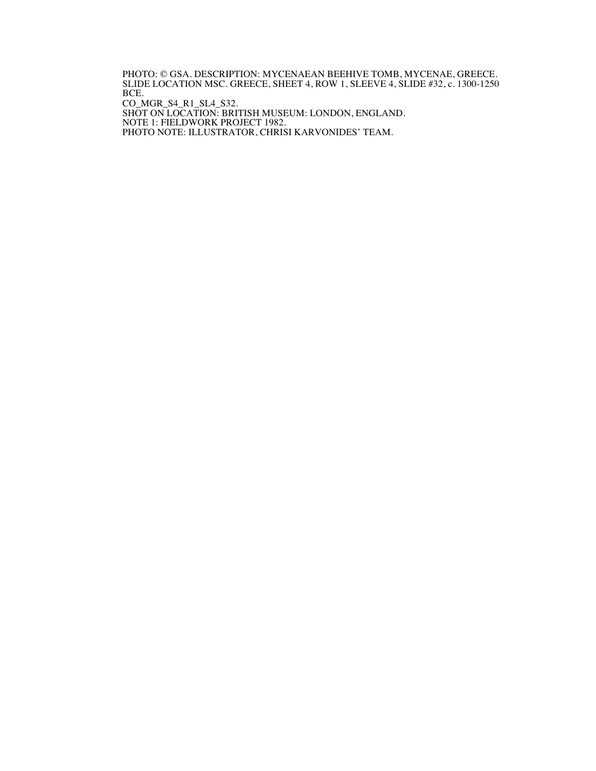PHOTO: © GSA. DESCRIPTION: MYCENAEAN BEEHIVE TOMB, MYCENAE, GREECE. SLIDE LOCATION MSC. GREECE, SHEET 4, ROW 1, SLEEVE 4, SLIDE #32, c. 1300-1250 BCE.
CO_MGR_S4_R1_SL4_S32.
SHOT ON LOCATION: BRITISH MUSEUM: LONDON, ENGLAND.
NOTE 1: FIELDWORK PROJECT 1982.
PHOTO NOTE: ILLUSTRATOR, CHRISI KARVONIDES' TEAM.